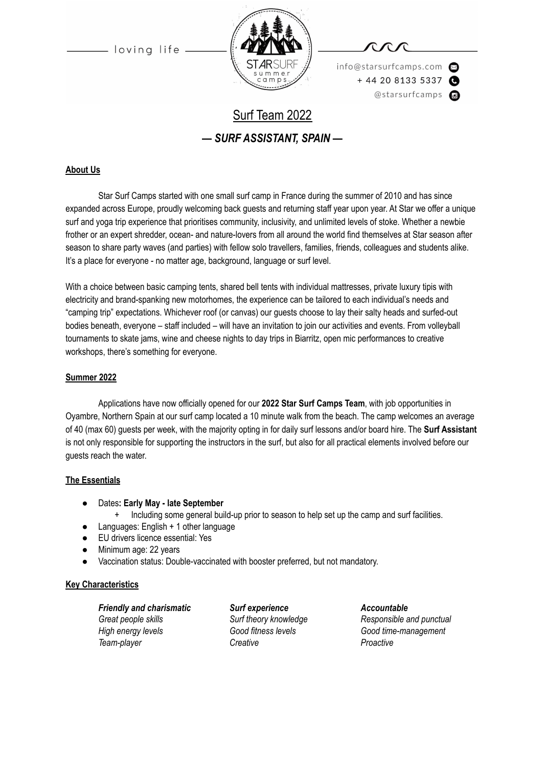loving life

info@starsurfcamps.com
+ 44 20 8133 5337
@starsurfcamps

# Surf Team 2022

## *— SURF ASSISTANT, SPAIN —*

### About Us

Star Surf Camps started with one small surf camp in France during the summer of 2010 and has since expanded across Europe, proudly welcoming back guests and returning staff year upon year. At Star we offer a unique surf and yoga trip experience that prioritises community, inclusivity, and unlimited levels of stoke. Whether a newbie frother or an expert shredder, ocean- and nature-lovers from all around the world find themselves at Star season after season to share party waves (and parties) with fellow solo travellers, families, friends, colleagues and students alike. It's a place for everyone - no matter age, background, language or surf level.

With a choice between basic camping tents, shared bell tents with individual mattresses, private luxury tipis with electricity and brand-spanking new motorhomes, the experience can be tailored to each individual's needs and "camping trip" expectations. Whichever roof (or canvas) our guests choose to lay their salty heads and surfed-out bodies beneath, everyone – staff included – will have an invitation to join our activities and events. From volleyball tournaments to skate jams, wine and cheese nights to day trips in Biarritz, open mic performances to creative workshops, there's something for everyone.

### Summer 2022

Applications have now officially opened for our **2022 Star Surf Camps Team**, with job opportunities in Oyambre, Northern Spain at our surf camp located a 10 minute walk from the beach. The camp welcomes an average of 40 (max 60) guests per week, with the majority opting in for daily surf lessons and/or board hire. The **Surf Assistant** is not only responsible for supporting the instructors in the surf, but also for all practical elements involved before our guests reach the water.

### The Essentials

- Dates**: Early May - late September**
  - Including some general build-up prior to season to help set up the camp and surf facilities.
- Languages: English + 1 other language
- EU drivers licence essential: Yes
- Minimum age: 22 years
- Vaccination status: Double-vaccinated with booster preferred, but not mandatory.

### Key Characteristics

***Friendly and charismatic***
*Great people skills*
*High energy levels*
*Team-player*

***Surf experience***
*Surf theory knowledge*
*Good fitness levels*
*Creative*

***Accountable***
*Responsible and punctual*
*Good time-management*
*Proactive*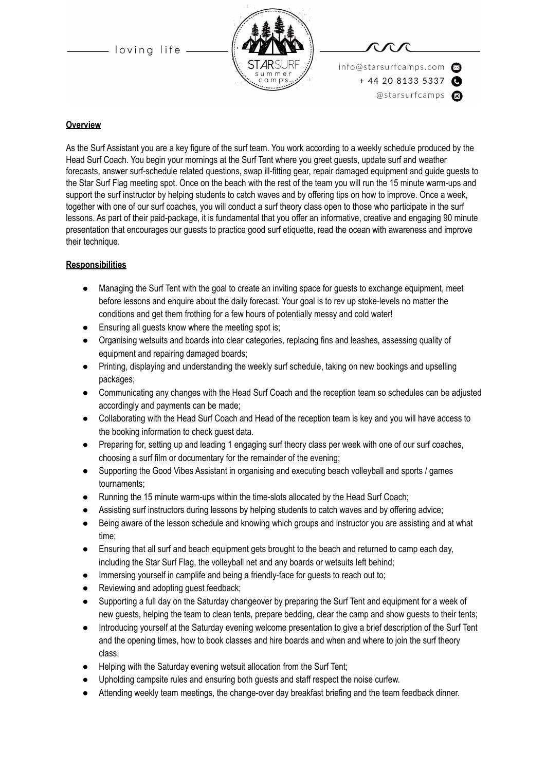**Overview**

As the Surf Assistant you are a key figure of the surf team. You work according to a weekly schedule produced by the Head Surf Coach. You begin your mornings at the Surf Tent where you greet guests, update surf and weather forecasts, answer surf-schedule related questions, swap ill-fitting gear, repair damaged equipment and guide guests to the Star Surf Flag meeting spot. Once on the beach with the rest of the team you will run the 15 minute warm-ups and support the surf instructor by helping students to catch waves and by offering tips on how to improve. Once a week, together with one of our surf coaches, you will conduct a surf theory class open to those who participate in the surf lessons. As part of their paid-package, it is fundamental that you offer an informative, creative and engaging 90 minute presentation that encourages our guests to practice good surf etiquette, read the ocean with awareness and improve their technique.

**Responsibilities**

- Managing the Surf Tent with the goal to create an inviting space for guests to exchange equipment, meet before lessons and enquire about the daily forecast. Your goal is to rev up stoke-levels no matter the conditions and get them frothing for a few hours of potentially messy and cold water!
- Ensuring all guests know where the meeting spot is;
- Organising wetsuits and boards into clear categories, replacing fins and leashes, assessing quality of equipment and repairing damaged boards;
- Printing, displaying and understanding the weekly surf schedule, taking on new bookings and upselling packages;
- Communicating any changes with the Head Surf Coach and the reception team so schedules can be adjusted accordingly and payments can be made;
- Collaborating with the Head Surf Coach and Head of the reception team is key and you will have access to the booking information to check guest data.
- Preparing for, setting up and leading 1 engaging surf theory class per week with one of our surf coaches, choosing a surf film or documentary for the remainder of the evening;
- Supporting the Good Vibes Assistant in organising and executing beach volleyball and sports / games tournaments;
- Running the 15 minute warm-ups within the time-slots allocated by the Head Surf Coach;
- Assisting surf instructors during lessons by helping students to catch waves and by offering advice;
- Being aware of the lesson schedule and knowing which groups and instructor you are assisting and at what time;
- Ensuring that all surf and beach equipment gets brought to the beach and returned to camp each day, including the Star Surf Flag, the volleyball net and any boards or wetsuits left behind;
- Immersing yourself in camplife and being a friendly-face for guests to reach out to;
- Reviewing and adopting guest feedback;
- Supporting a full day on the Saturday changeover by preparing the Surf Tent and equipment for a week of new guests, helping the team to clean tents, prepare bedding, clear the camp and show guests to their tents;
- Introducing yourself at the Saturday evening welcome presentation to give a brief description of the Surf Tent and the opening times, how to book classes and hire boards and when and where to join the surf theory class.
- Helping with the Saturday evening wetsuit allocation from the Surf Tent;
- Upholding campsite rules and ensuring both guests and staff respect the noise curfew.
- Attending weekly team meetings, the change-over day breakfast briefing and the team feedback dinner.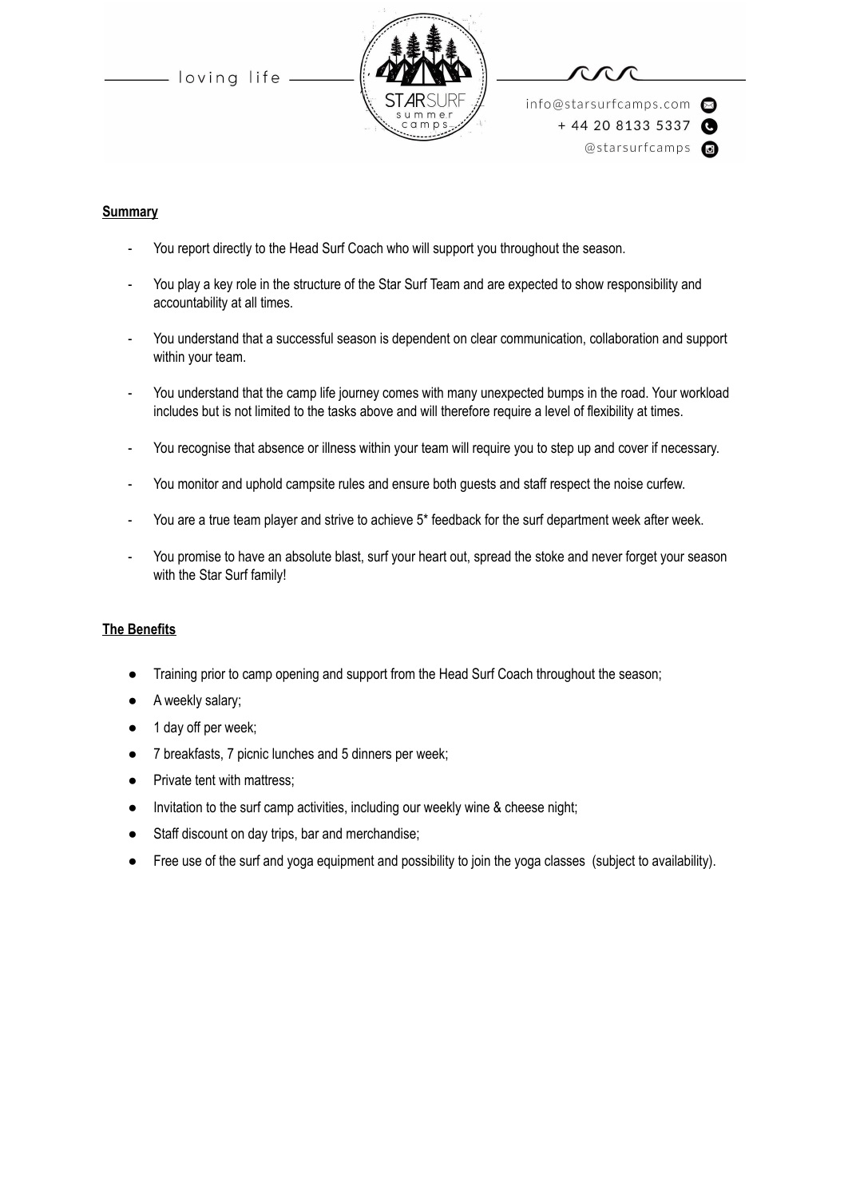## Summary

- You report directly to the Head Surf Coach who will support you throughout the season.
- You play a key role in the structure of the Star Surf Team and are expected to show responsibility and accountability at all times.
- You understand that a successful season is dependent on clear communication, collaboration and support within your team.
- You understand that the camp life journey comes with many unexpected bumps in the road. Your workload includes but is not limited to the tasks above and will therefore require a level of flexibility at times.
- You recognise that absence or illness within your team will require you to step up and cover if necessary.
- You monitor and uphold campsite rules and ensure both guests and staff respect the noise curfew.
- You are a true team player and strive to achieve 5* feedback for the surf department week after week.
- You promise to have an absolute blast, surf your heart out, spread the stoke and never forget your season with the Star Surf family!

## The Benefits

- Training prior to camp opening and support from the Head Surf Coach throughout the season;
- A weekly salary;
- 1 day off per week;
- 7 breakfasts, 7 picnic lunches and 5 dinners per week;
- Private tent with mattress;
- Invitation to the surf camp activities, including our weekly wine & cheese night;
- Staff discount on day trips, bar and merchandise;
- Free use of the surf and yoga equipment and possibility to join the yoga classes (subject to availability).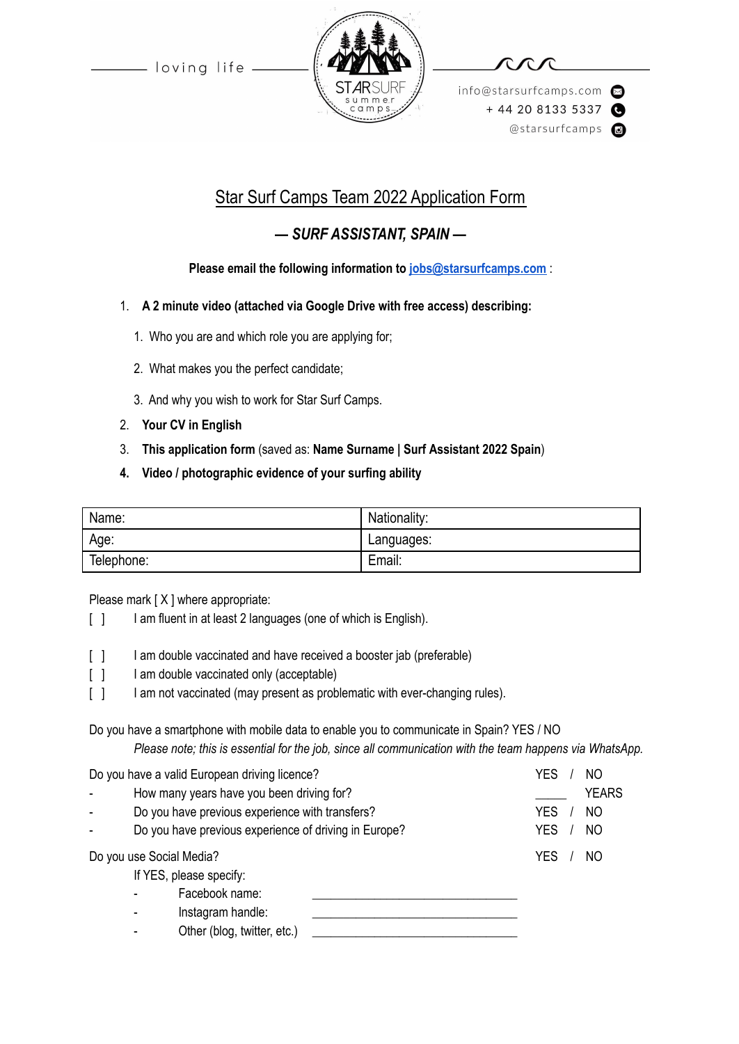loving life

info@starsurfcamps.com
+ 44 20 8133 5337
@starsurfcamps

# Star Surf Camps Team 2022 Application Form

## *— SURF ASSISTANT, SPAIN —*

**Please email the following information to jobs@starsurfcamps.com** :

1. **A 2 minute video (attached via Google Drive with free access) describing:**
   1. Who you are and which role you are applying for;
   2. What makes you the perfect candidate;
   3. And why you wish to work for Star Surf Camps.
2. **Your CV in English**
3. **This application form** (saved as: **Name Surname | Surf Assistant 2022 Spain**)
4. **Video / photographic evidence of your surfing ability**

| Name: | Nationality: |
|---|---|
| Age: | Languages: |
| Telephone: | Email: |

Please mark [ X ] where appropriate:

[ ] I am fluent in at least 2 languages (one of which is English).

[ ] I am double vaccinated and have received a booster jab (preferable)
[ ] I am double vaccinated only (acceptable)
[ ] I am not vaccinated (may present as problematic with ever-changing rules).

Do you have a smartphone with mobile data to enable you to communicate in Spain? YES / NO
*Please note; this is essential for the job, since all communication with the team happens via WhatsApp.*

Do you have a valid European driving licence? YES / NO
- How many years have you been driving for? _____ YEARS
- Do you have previous experience with transfers? YES / NO
- Do you have previous experience of driving in Europe? YES / NO

Do you use Social Media? YES / NO
If YES, please specify:
- Facebook name: ______________________________
- Instagram handle: ______________________________
- Other (blog, twitter, etc.) ______________________________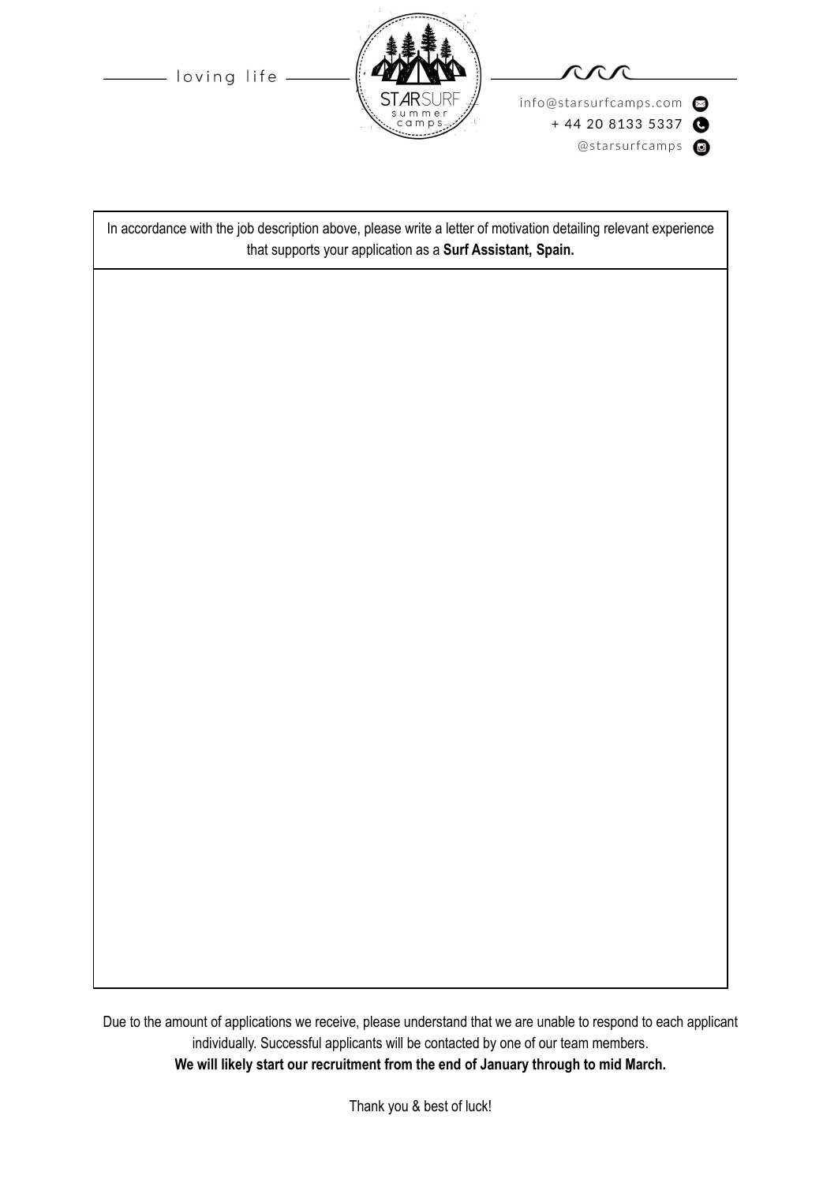loving life

info@starsurfcamps.com
+ 44 20 8133 5337
@starsurfcamps

| In accordance with the job description above, please write a letter of motivation detailing relevant experience that supports your application as a **Surf Assistant, Spain.** |
| --- |
| |

Due to the amount of applications we receive, please understand that we are unable to respond to each applicant individually. Successful applicants will be contacted by one of our team members.

**We will likely start our recruitment from the end of January through to mid March.**

Thank you & best of luck!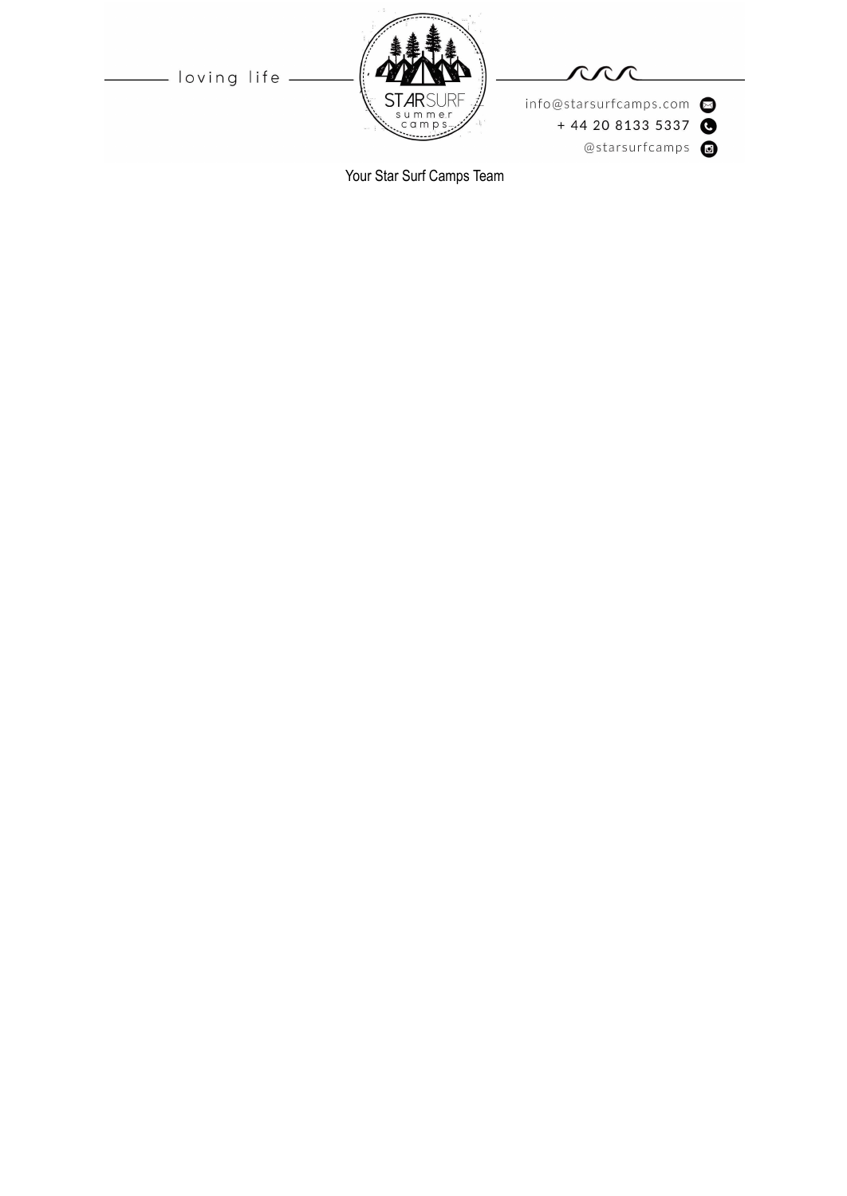Your Star Surf Camps Team